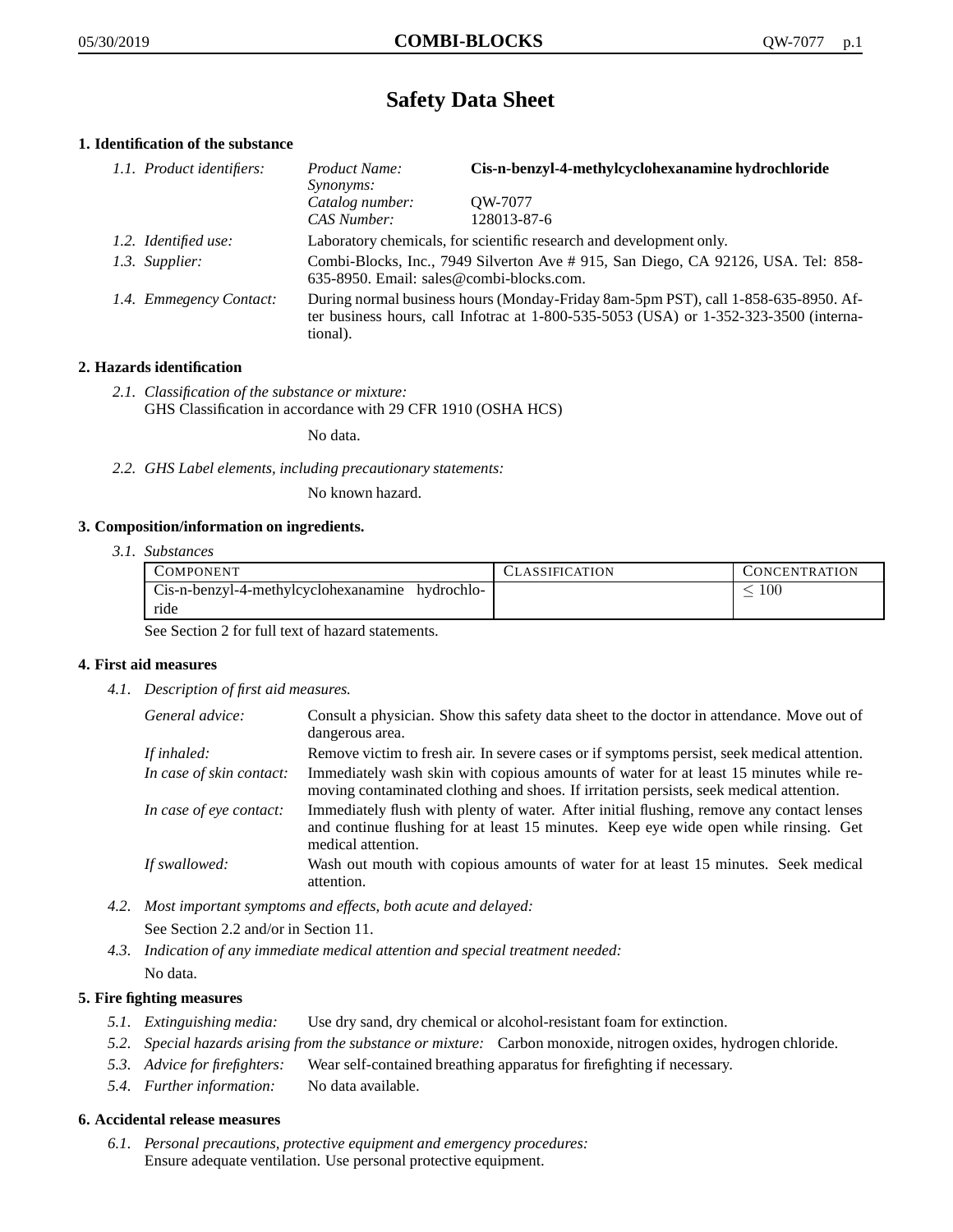# Safety Data Sheet

## 1. Identification of the substance

1.1. *Product identifiers:*

| | |
|---|---|
| *Product Name:* | **Cis-n-benzyl-4-methylcyclohexanamine hydrochloride** |
| *Synonyms:* | |
| *Catalog number:* | QW-7077 |
| *CAS Number:* | 128013-87-6 |

1.2. *Identified use:* Laboratory chemicals, for scientific research and development only.

1.3. *Supplier:* Combi-Blocks, Inc., 7949 Silverton Ave # 915, San Diego, CA 92126, USA. Tel: 858-635-8950. Email: sales@combi-blocks.com.

1.4. *Emmegency Contact:* During normal business hours (Monday-Friday 8am-5pm PST), call 1-858-635-8950. After business hours, call Infotrac at 1-800-535-5053 (USA) or 1-352-323-3500 (international).

## 2. Hazards identification

2.1. *Classification of the substance or mixture:*
GHS Classification in accordance with 29 CFR 1910 (OSHA HCS)

No data.

2.2. *GHS Label elements, including precautionary statements:*

No known hazard.

## 3. Composition/information on ingredients.

3.1. *Substances*

| COMPONENT | CLASSIFICATION | CONCENTRATION |
|---|---|---|
| Cis-n-benzyl-4-methylcyclohexanamine hydrochloride | | $\leq 100$ |

See Section 2 for full text of hazard statements.

## 4. First aid measures

4.1. *Description of first aid measures.*

*General advice:* Consult a physician. Show this safety data sheet to the doctor in attendance. Move out of dangerous area.

*If inhaled:* Remove victim to fresh air. In severe cases or if symptoms persist, seek medical attention.

*In case of skin contact:* Immediately wash skin with copious amounts of water for at least 15 minutes while removing contaminated clothing and shoes. If irritation persists, seek medical attention.

*In case of eye contact:* Immediately flush with plenty of water. After initial flushing, remove any contact lenses and continue flushing for at least 15 minutes. Keep eye wide open while rinsing. Get medical attention.

*If swallowed:* Wash out mouth with copious amounts of water for at least 15 minutes. Seek medical attention.

4.2. *Most important symptoms and effects, both acute and delayed:*

See Section 2.2 and/or in Section 11.

4.3. *Indication of any immediate medical attention and special treatment needed:*

No data.

## 5. Fire fighting measures

5.1. *Extinguishing media:* Use dry sand, dry chemical or alcohol-resistant foam for extinction.

5.2. *Special hazards arising from the substance or mixture:* Carbon monoxide, nitrogen oxides, hydrogen chloride.

5.3. *Advice for firefighters:* Wear self-contained breathing apparatus for firefighting if necessary.

5.4. *Further information:* No data available.

## 6. Accidental release measures

6.1. *Personal precautions, protective equipment and emergency procedures:*
Ensure adequate ventilation. Use personal protective equipment.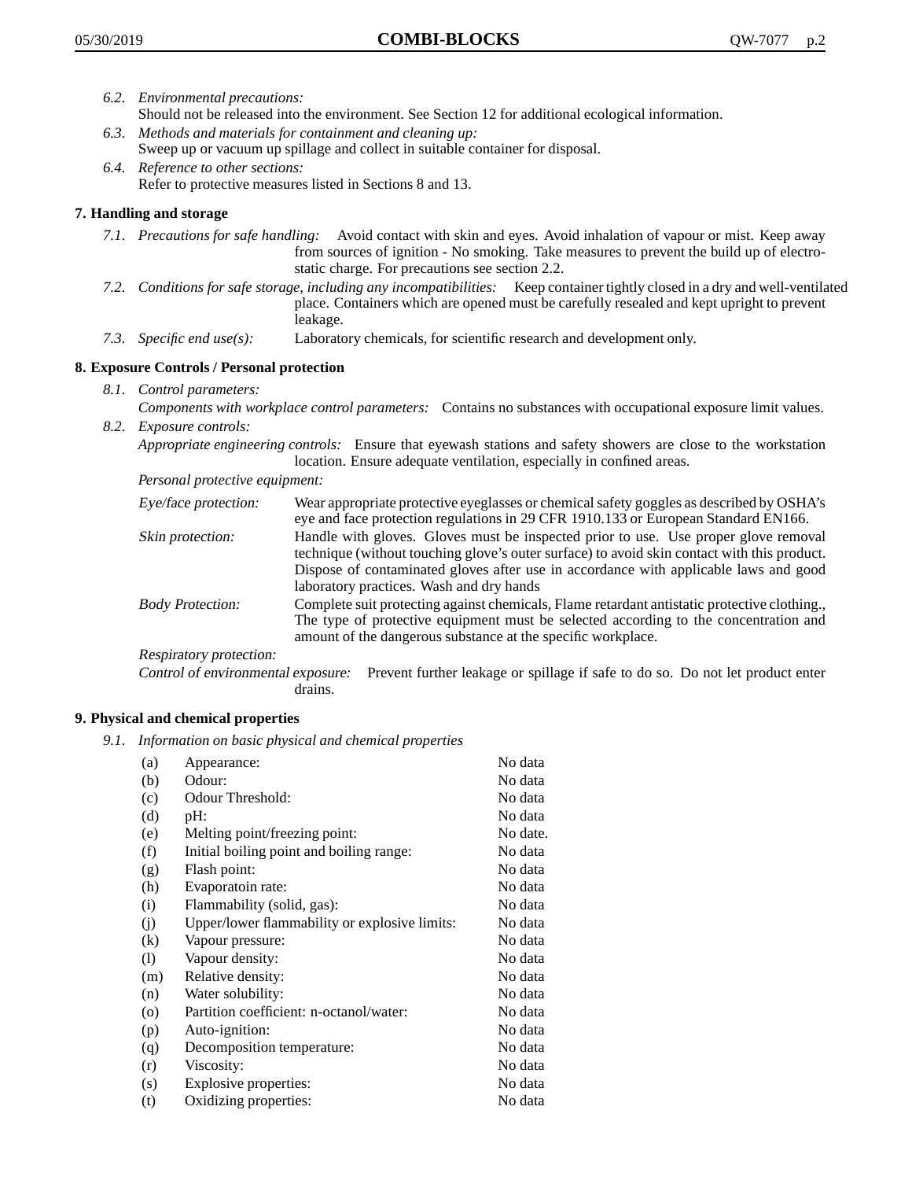6.2. *Environmental precautions:*
Should not be released into the environment. See Section 12 for additional ecological information.

6.3. *Methods and materials for containment and cleaning up:*
Sweep up or vacuum up spillage and collect in suitable container for disposal.

6.4. *Reference to other sections:*
Refer to protective measures listed in Sections 8 and 13.

## 7. Handling and storage

7.1. *Precautions for safe handling:* Avoid contact with skin and eyes. Avoid inhalation of vapour or mist. Keep away from sources of ignition - No smoking. Take measures to prevent the build up of electrostatic charge. For precautions see section 2.2.

7.2. *Conditions for safe storage, including any incompatibilities:* Keep container tightly closed in a dry and well-ventilated place. Containers which are opened must be carefully resealed and kept upright to prevent leakage.

7.3. *Specific end use(s):* Laboratory chemicals, for scientific research and development only.

## 8. Exposure Controls / Personal protection

8.1. *Control parameters:*
*Components with workplace control parameters:* Contains no substances with occupational exposure limit values.

8.2. *Exposure controls:*
*Appropriate engineering controls:* Ensure that eyewash stations and safety showers are close to the workstation location. Ensure adequate ventilation, especially in confined areas.

*Personal protective equipment:*

*Eye/face protection:* Wear appropriate protective eyeglasses or chemical safety goggles as described by OSHA's eye and face protection regulations in 29 CFR 1910.133 or European Standard EN166.

*Skin protection:* Handle with gloves. Gloves must be inspected prior to use. Use proper glove removal technique (without touching glove's outer surface) to avoid skin contact with this product. Dispose of contaminated gloves after use in accordance with applicable laws and good laboratory practices. Wash and dry hands

*Body Protection:* Complete suit protecting against chemicals, Flame retardant antistatic protective clothing., The type of protective equipment must be selected according to the concentration and amount of the dangerous substance at the specific workplace.

*Respiratory protection:*

*Control of environmental exposure:* Prevent further leakage or spillage if safe to do so. Do not let product enter drains.

## 9. Physical and chemical properties

9.1. *Information on basic physical and chemical properties*

| | | |
|---|---|---|
| (a) | Appearance: | No data |
| (b) | Odour: | No data |
| (c) | Odour Threshold: | No data |
| (d) | pH: | No data |
| (e) | Melting point/freezing point: | No date. |
| (f) | Initial boiling point and boiling range: | No data |
| (g) | Flash point: | No data |
| (h) | Evaporatoin rate: | No data |
| (i) | Flammability (solid, gas): | No data |
| (j) | Upper/lower flammability or explosive limits: | No data |
| (k) | Vapour pressure: | No data |
| (l) | Vapour density: | No data |
| (m) | Relative density: | No data |
| (n) | Water solubility: | No data |
| (o) | Partition coefficient: n-octanol/water: | No data |
| (p) | Auto-ignition: | No data |
| (q) | Decomposition temperature: | No data |
| (r) | Viscosity: | No data |
| (s) | Explosive properties: | No data |
| (t) | Oxidizing properties: | No data |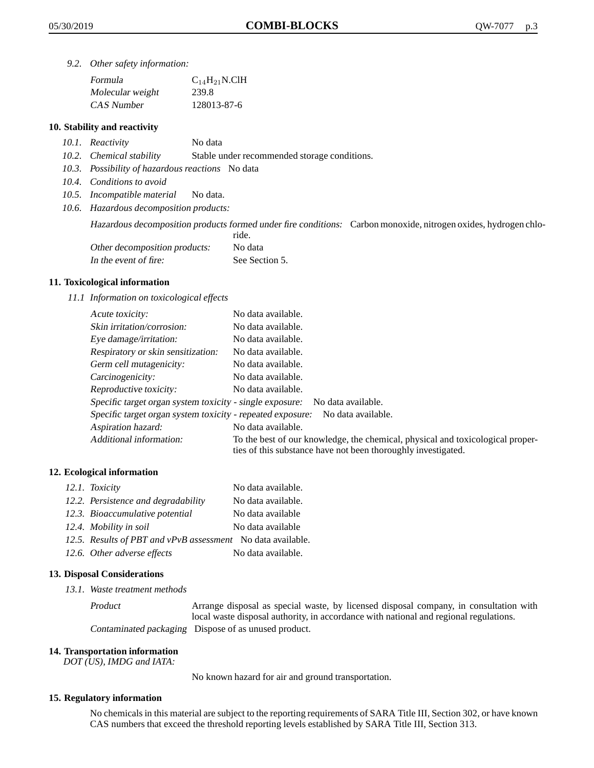*9.2. Other safety information:*

| | |
|---|---|
| *Formula* | $C_{14}H_{21}N.ClH$ |
| *Molecular weight* | 239.8 |
| *CAS Number* | 128013-87-6 |

## 10. Stability and reactivity

*10.1. Reactivity* No data

*10.2. Chemical stability* Stable under recommended storage conditions.

*10.3. Possibility of hazardous reactions* No data

*10.4. Conditions to avoid*

*10.5. Incompatible material* No data.

*10.6. Hazardous decomposition products:*

*Hazardous decomposition products formed under fire conditions:* Carbon monoxide, nitrogen oxides, hydrogen chloride.

*Other decomposition products:* No data

*In the event of fire:* See Section 5.

## 11. Toxicological information

*11.1 Information on toxicological effects*

| | |
|---|---|
| *Acute toxicity:* | No data available. |
| *Skin irritation/corrosion:* | No data available. |
| *Eye damage/irritation:* | No data available. |
| *Respiratory or skin sensitization:* | No data available. |
| *Germ cell mutagenicity:* | No data available. |
| *Carcinogenicity:* | No data available. |
| *Reproductive toxicity:* | No data available. |
| *Specific target organ system toxicity - single exposure:* | No data available. |
| *Specific target organ system toxicity - repeated exposure:* | No data available. |
| *Aspiration hazard:* | No data available. |
| *Additional information:* | To the best of our knowledge, the chemical, physical and toxicological properties of this substance have not been thoroughly investigated. |

## 12. Ecological information

| | |
|---|---|
| *12.1. Toxicity* | No data available. |
| *12.2. Persistence and degradability* | No data available. |
| *12.3. Bioaccumulative potential* | No data available |
| *12.4. Mobility in soil* | No data available |
| *12.5. Results of PBT and vPvB assessment* | No data available. |
| *12.6. Other adverse effects* | No data available. |

## 13. Disposal Considerations

*13.1. Waste treatment methods*

*Product* Arrange disposal as special waste, by licensed disposal company, in consultation with local waste disposal authority, in accordance with national and regional regulations.

*Contaminated packaging* Dispose of as unused product.

## 14. Transportation information

*DOT (US), IMDG and IATA:*

No known hazard for air and ground transportation.

## 15. Regulatory information

No chemicals in this material are subject to the reporting requirements of SARA Title III, Section 302, or have known CAS numbers that exceed the threshold reporting levels established by SARA Title III, Section 313.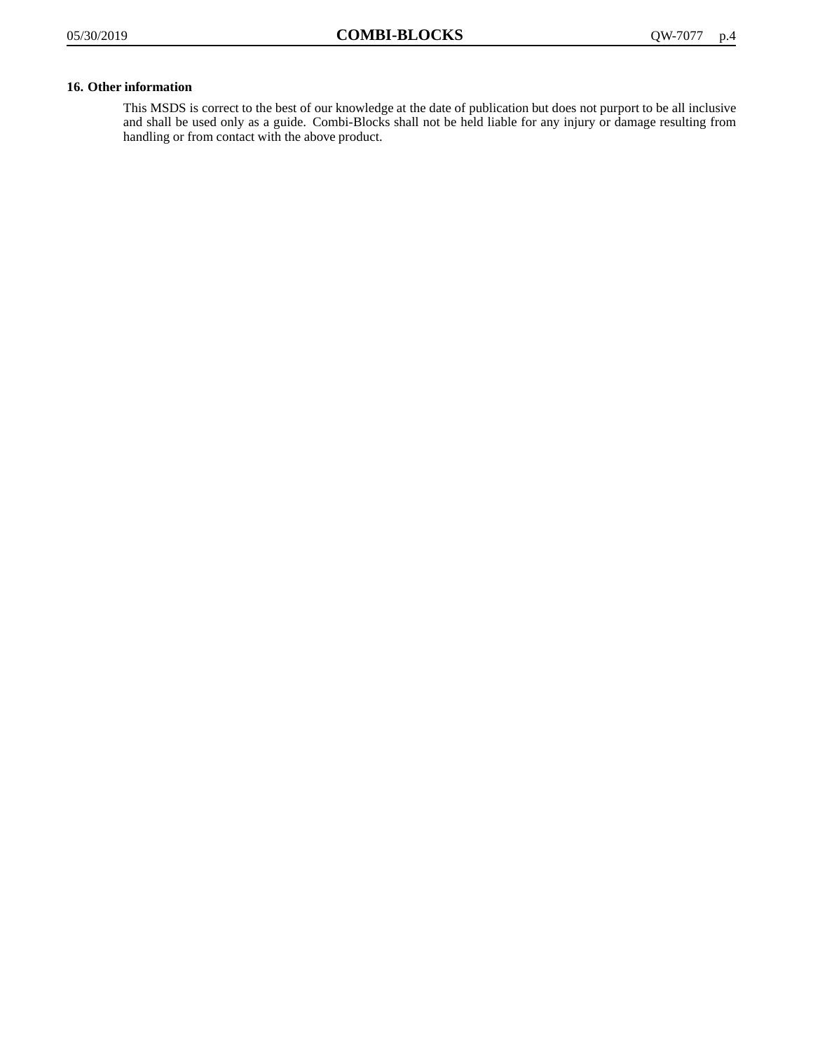## 16. Other information

This MSDS is correct to the best of our knowledge at the date of publication but does not purport to be all inclusive and shall be used only as a guide. Combi-Blocks shall not be held liable for any injury or damage resulting from handling or from contact with the above product.